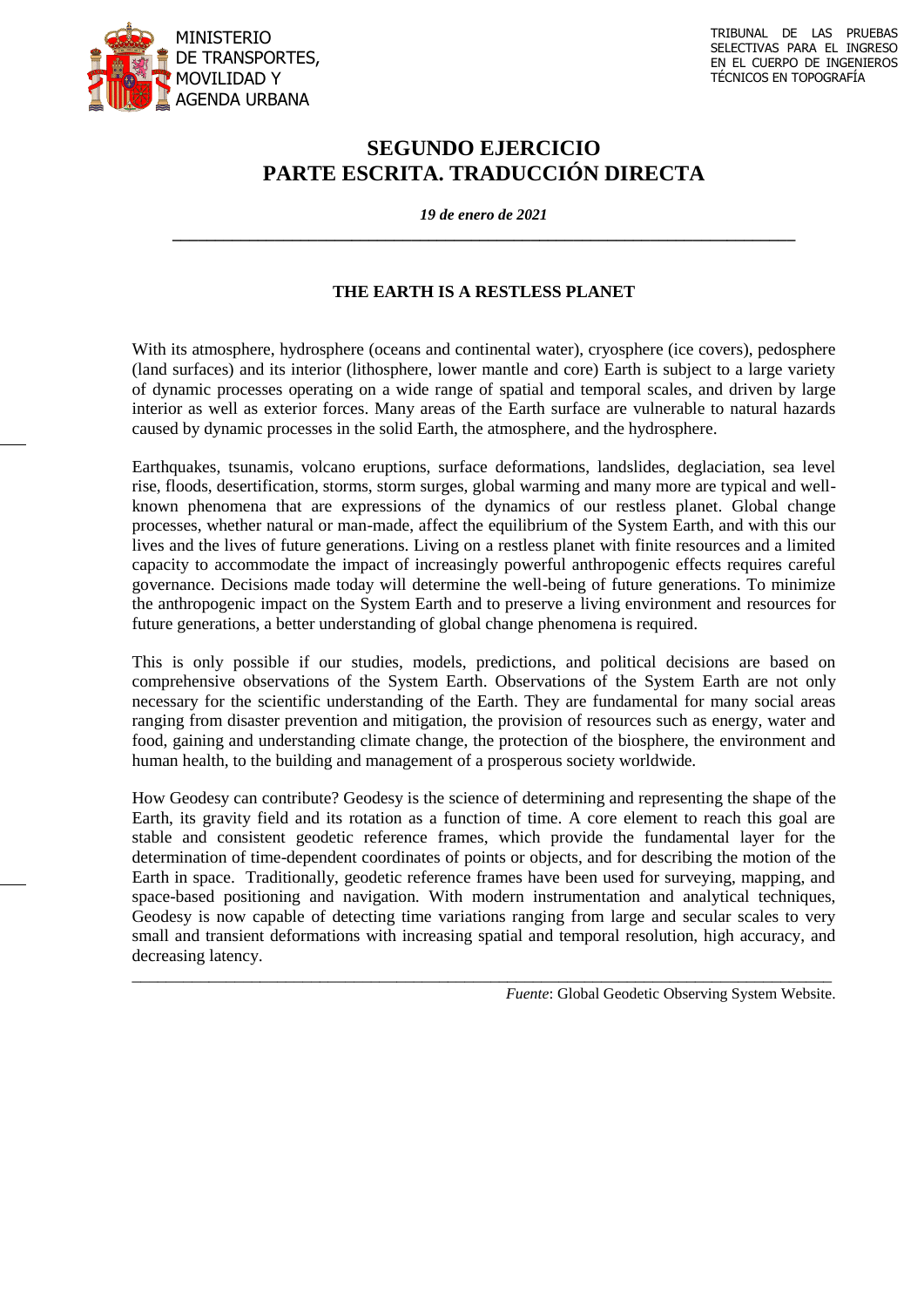MINISTERIO DE TRANSPORTES, MOVILIDAD Y AGENDA URBANA

TRIBUNAL DE LAS PRUEBAS SELECTIVAS PARA EL INGRESO EN EL CUERPO DE INGENIEROS TÉCNICOS EN TOPOGRAFÍA

# SEGUNDO EJERCICIO
# PARTE ESCRITA. TRADUCCIÓN DIRECTA

***19 de enero de 2021***

---

## THE EARTH IS A RESTLESS PLANET

With its atmosphere, hydrosphere (oceans and continental water), cryosphere (ice covers), pedosphere (land surfaces) and its interior (lithosphere, lower mantle and core) Earth is subject to a large variety of dynamic processes operating on a wide range of spatial and temporal scales, and driven by large interior as well as exterior forces. Many areas of the Earth surface are vulnerable to natural hazards caused by dynamic processes in the solid Earth, the atmosphere, and the hydrosphere.

Earthquakes, tsunamis, volcano eruptions, surface deformations, landslides, deglaciation, sea level rise, floods, desertification, storms, storm surges, global warming and many more are typical and well-known phenomena that are expressions of the dynamics of our restless planet. Global change processes, whether natural or man-made, affect the equilibrium of the System Earth, and with this our lives and the lives of future generations. Living on a restless planet with finite resources and a limited capacity to accommodate the impact of increasingly powerful anthropogenic effects requires careful governance. Decisions made today will determine the well-being of future generations. To minimize the anthropogenic impact on the System Earth and to preserve a living environment and resources for future generations, a better understanding of global change phenomena is required.

This is only possible if our studies, models, predictions, and political decisions are based on comprehensive observations of the System Earth. Observations of the System Earth are not only necessary for the scientific understanding of the Earth. They are fundamental for many social areas ranging from disaster prevention and mitigation, the provision of resources such as energy, water and food, gaining and understanding climate change, the protection of the biosphere, the environment and human health, to the building and management of a prosperous society worldwide.

How Geodesy can contribute? Geodesy is the science of determining and representing the shape of the Earth, its gravity field and its rotation as a function of time. A core element to reach this goal are stable and consistent geodetic reference frames, which provide the fundamental layer for the determination of time-dependent coordinates of points or objects, and for describing the motion of the Earth in space. Traditionally, geodetic reference frames have been used for surveying, mapping, and space-based positioning and navigation. With modern instrumentation and analytical techniques, Geodesy is now capable of detecting time variations ranging from large and secular scales to very small and transient deformations with increasing spatial and temporal resolution, high accuracy, and decreasing latency.

---

*Fuente*: Global Geodetic Observing System Website.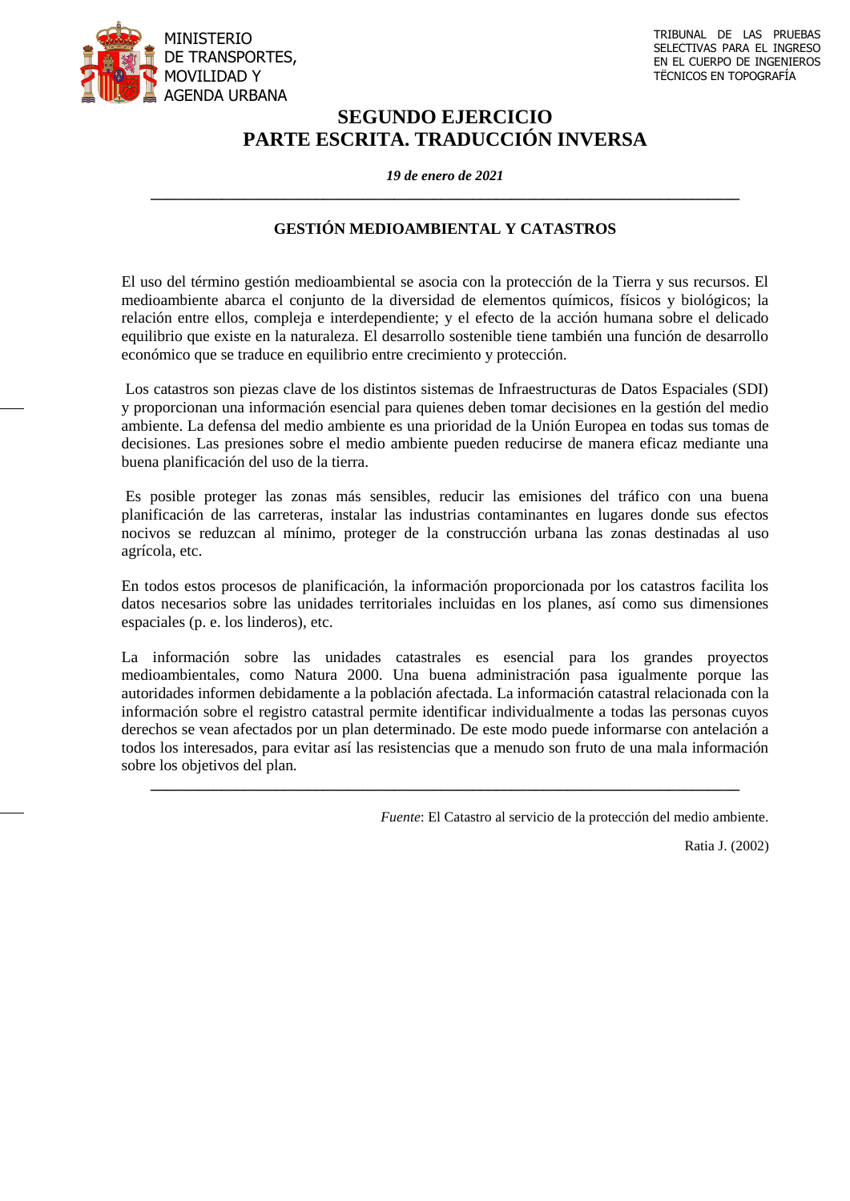MINISTERIO DE TRANSPORTES, MOVILIDAD Y AGENDA URBANA

TRIBUNAL DE LAS PRUEBAS SELECTIVAS PARA EL INGRESO EN EL CUERPO DE INGENIEROS TÉCNICOS EN TOPOGRAFÍA

# SEGUNDO EJERCICIO
# PARTE ESCRITA. TRADUCCIÓN INVERSA

***19 de enero de 2021***

---

## GESTIÓN MEDIOAMBIENTAL Y CATASTROS

El uso del término gestión medioambiental se asocia con la protección de la Tierra y sus recursos. El medioambiente abarca el conjunto de la diversidad de elementos químicos, físicos y biológicos; la relación entre ellos, compleja e interdependiente; y el efecto de la acción humana sobre el delicado equilibrio que existe en la naturaleza. El desarrollo sostenible tiene también una función de desarrollo económico que se traduce en equilibrio entre crecimiento y protección.

Los catastros son piezas clave de los distintos sistemas de Infraestructuras de Datos Espaciales (SDI) y proporcionan una información esencial para quienes deben tomar decisiones en la gestión del medio ambiente. La defensa del medio ambiente es una prioridad de la Unión Europea en todas sus tomas de decisiones. Las presiones sobre el medio ambiente pueden reducirse de manera eficaz mediante una buena planificación del uso de la tierra.

Es posible proteger las zonas más sensibles, reducir las emisiones del tráfico con una buena planificación de las carreteras, instalar las industrias contaminantes en lugares donde sus efectos nocivos se reduzcan al mínimo, proteger de la construcción urbana las zonas destinadas al uso agrícola, etc.

En todos estos procesos de planificación, la información proporcionada por los catastros facilita los datos necesarios sobre las unidades territoriales incluidas en los planes, así como sus dimensiones espaciales (p. e. los linderos), etc.

La información sobre las unidades catastrales es esencial para los grandes proyectos medioambientales, como Natura 2000. Una buena administración pasa igualmente porque las autoridades informen debidamente a la población afectada. La información catastral relacionada con la información sobre el registro catastral permite identificar individualmente a todas las personas cuyos derechos se vean afectados por un plan determinado. De este modo puede informarse con antelación a todos los interesados, para evitar así las resistencias que a menudo son fruto de una mala información sobre los objetivos del plan.

---

*Fuente*: El Catastro al servicio de la protección del medio ambiente.

Ratia J. (2002)